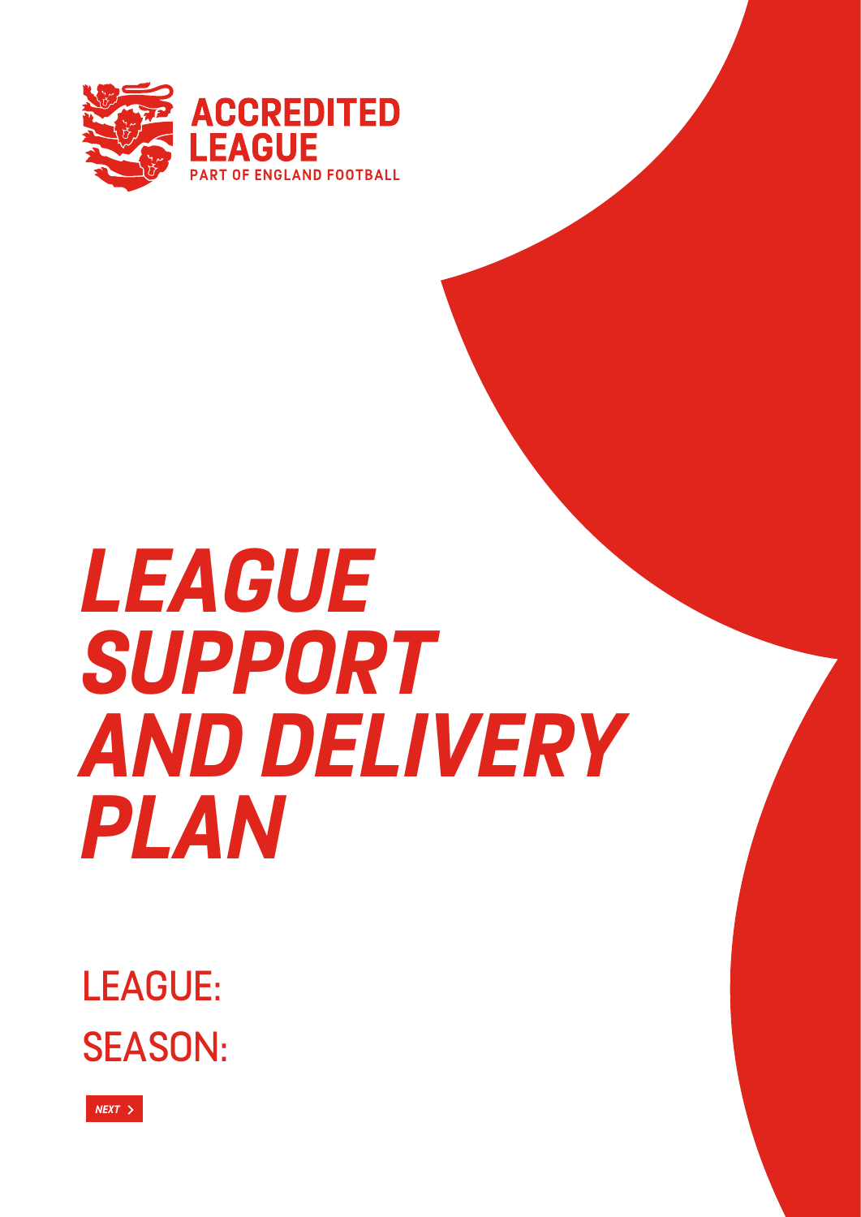ACCREDITED LEAGUE
PART OF ENGLAND FOOTBALL

# *LEAGUE SUPPORT AND DELIVERY PLAN*

LEAGUE:

SEASON:

*NEXT >*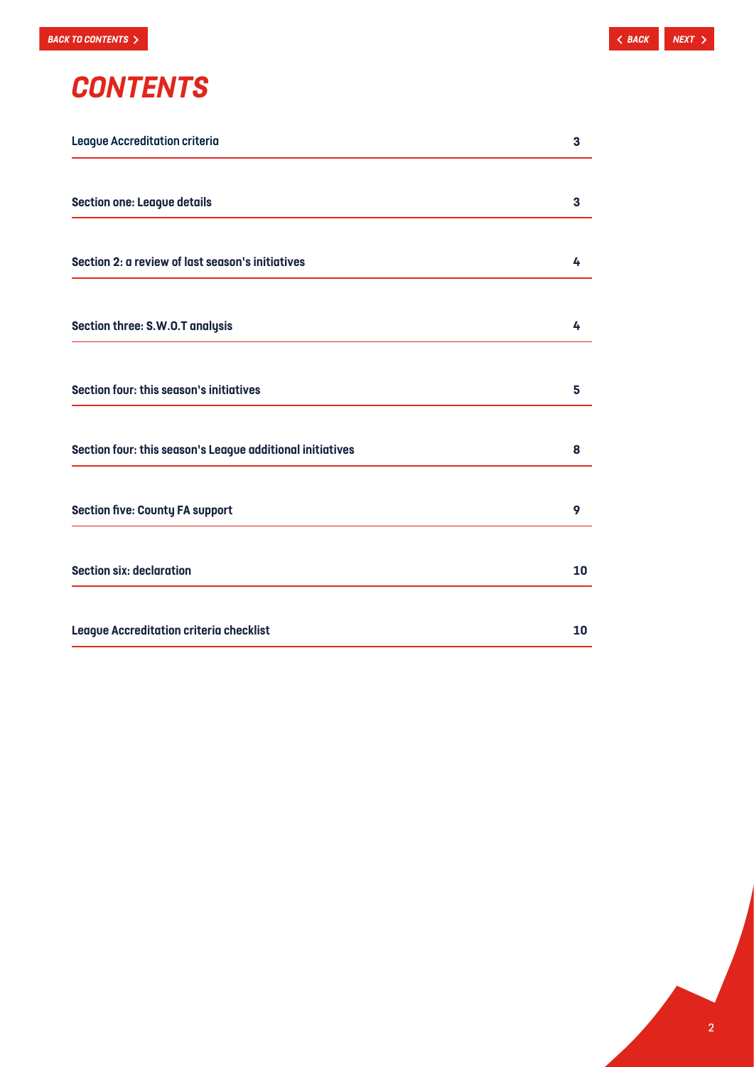# CONTENTS

| | |
|---|---|
| League Accreditation criteria | 3 |
| Section one: League details | 3 |
| Section 2: a review of last season's initiatives | 4 |
| Section three: S.W.O.T analysis | 4 |
| Section four: this season's initiatives | 5 |
| Section four: this season's League additional initiatives | 8 |
| Section five: County FA support | 9 |
| Section six: declaration | 10 |
| League Accreditation criteria checklist | 10 |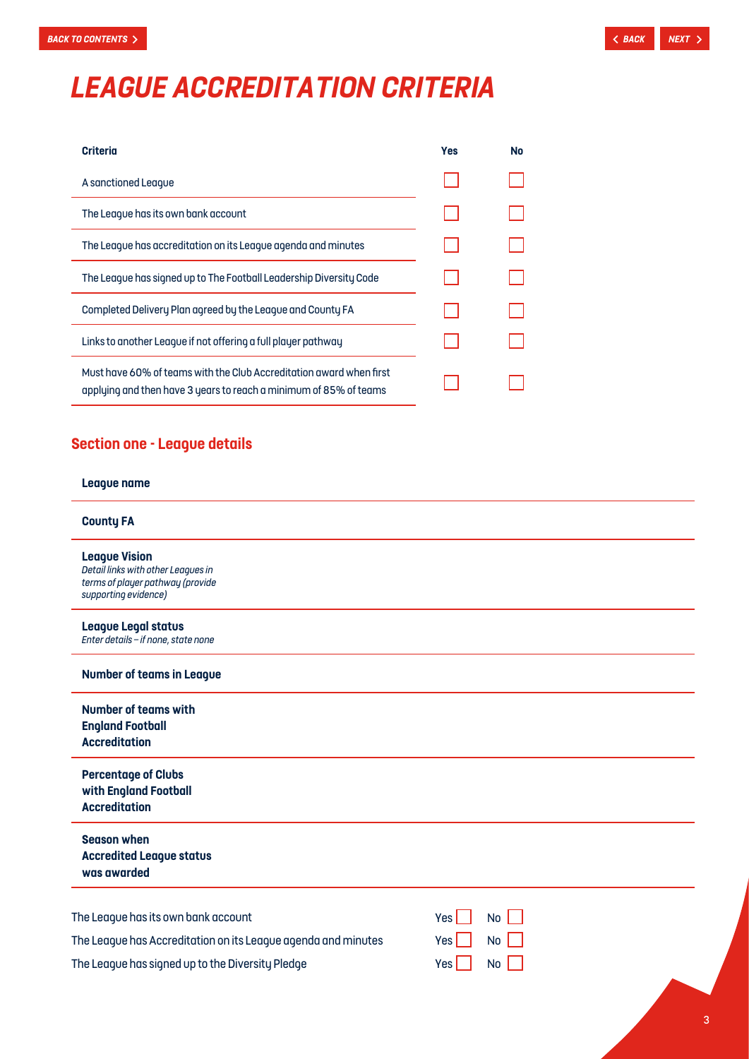# LEAGUE ACCREDITATION CRITERIA

| Criteria | Yes | No |
|---|---|---|
| A sanctioned League | ☐ | ☐ |
| The League has its own bank account | ☐ | ☐ |
| The League has accreditation on its League agenda and minutes | ☐ | ☐ |
| The League has signed up to The Football Leadership Diversity Code | ☐ | ☐ |
| Completed Delivery Plan agreed by the League and County FA | ☐ | ☐ |
| Links to another League if not offering a full player pathway | ☐ | ☐ |
| Must have 60% of teams with the Club Accreditation award when first applying and then have 3 years to reach a minimum of 85% of teams | ☐ | ☐ |

## Section one - League details

| | |
|---|---|
| **League name** | |
| **County FA** | |
| **League Vision**<br>*Detail links with other Leagues in terms of player pathway (provide supporting evidence)* | |
| **League Legal status**<br>*Enter details – if none, state none* | |
| **Number of teams in League** | |
| **Number of teams with England Football Accreditation** | |
| **Percentage of Clubs with England Football Accreditation** | |
| **Season when Accredited League status was awarded** | |

The League has its own bank account Yes ☐ No ☐

The League has Accreditation on its League agenda and minutes Yes ☐ No ☐

The League has signed up to the Diversity Pledge Yes ☐ No ☐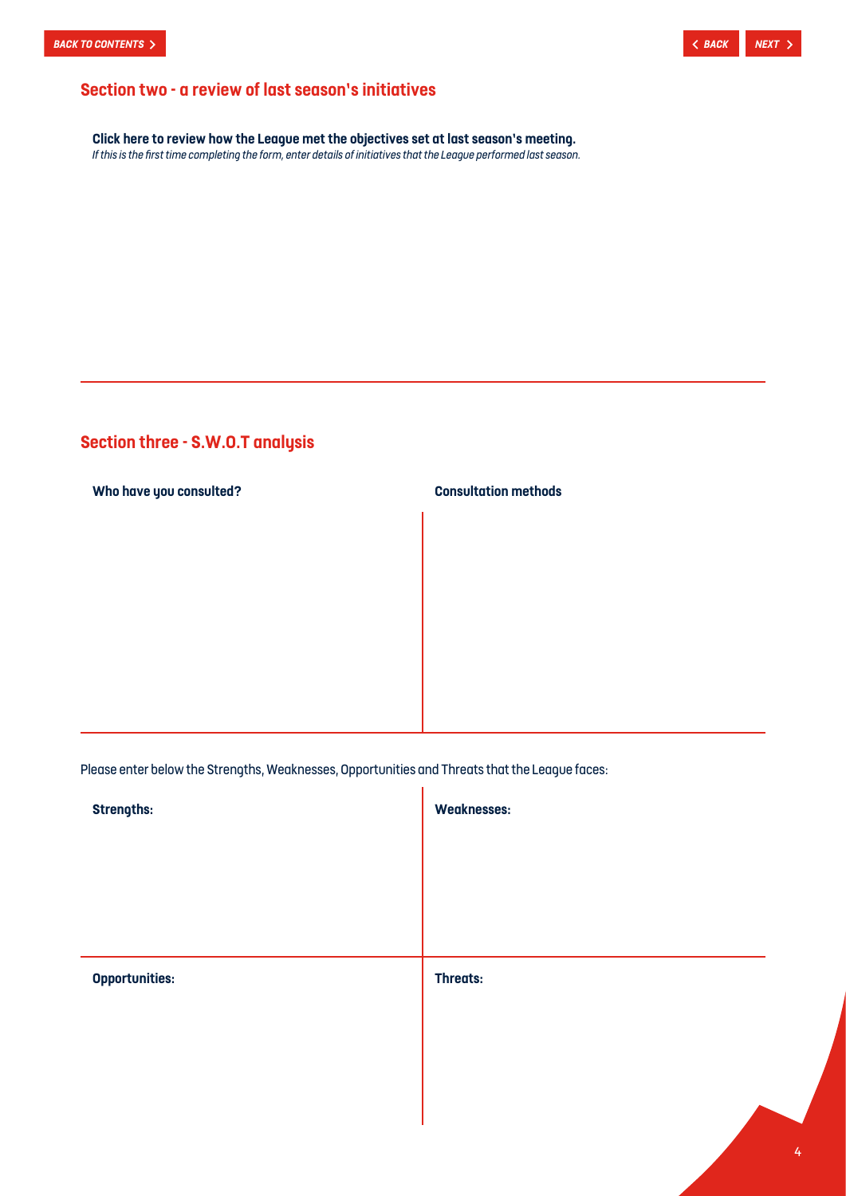## Section two - a review of last season's initiatives

**Click here to review how the League met the objectives set at last season's meeting.**
*If this is the first time completing the form, enter details of initiatives that the League performed last season.*

## Section three - S.W.O.T analysis

| Who have you consulted? | Consultation methods |
| --- | --- |
| | |

Please enter below the Strengths, Weaknesses, Opportunities and Threats that the League faces:

| Strengths: | Weaknesses: |
| --- | --- |
| | |
| **Opportunities:** | **Threats:** |
| | |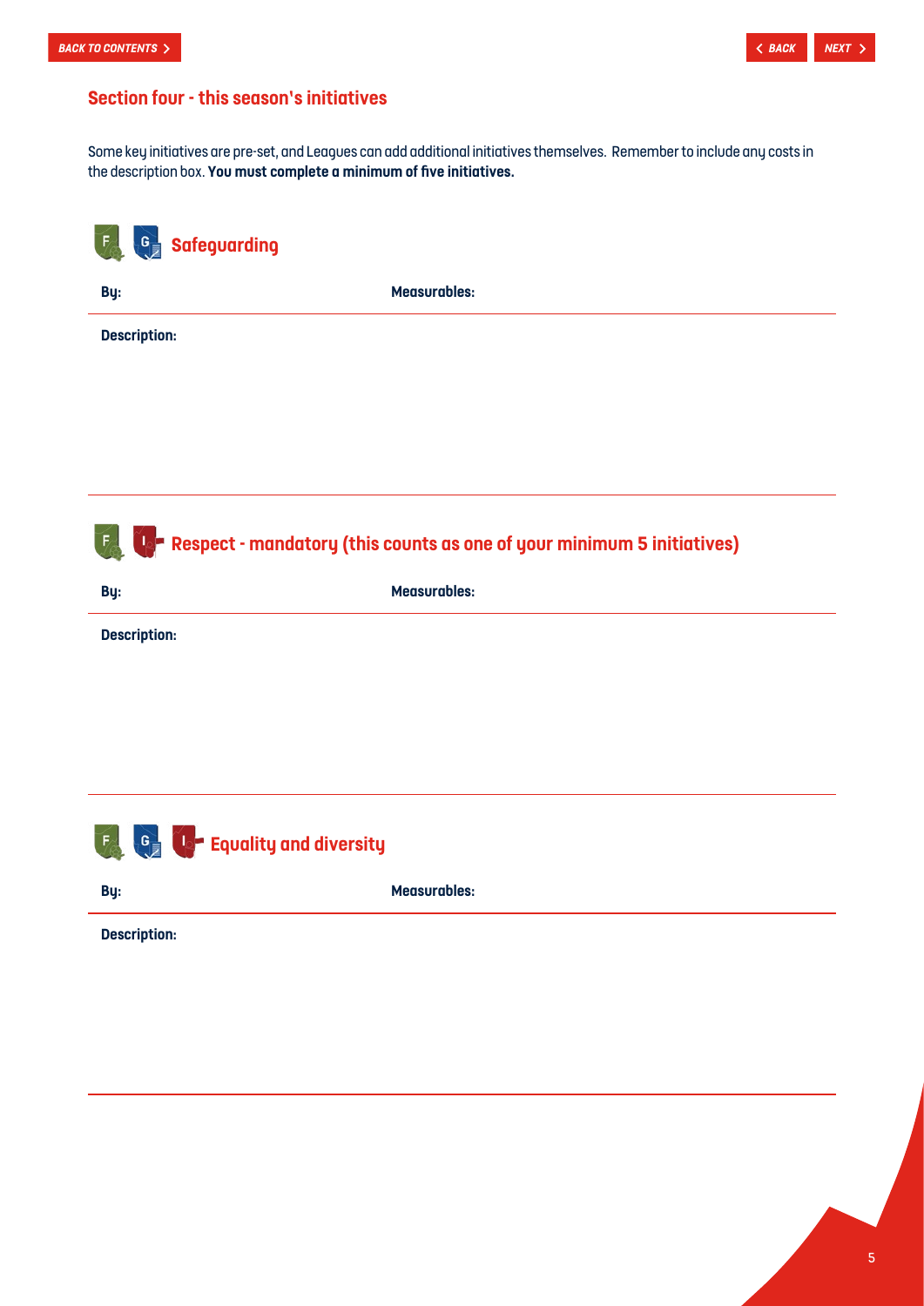## Section four - this season's initiatives

Some key initiatives are pre-set, and Leagues can add additional initiatives themselves. Remember to include any costs in the description box. **You must complete a minimum of five initiatives.**

### Safeguarding

**By:**

**Measurables:**

**Description:**

### Respect - mandatory (this counts as one of your minimum 5 initiatives)

**By:**

**Measurables:**

**Description:**

### Equality and diversity

**By:**

**Measurables:**

**Description:**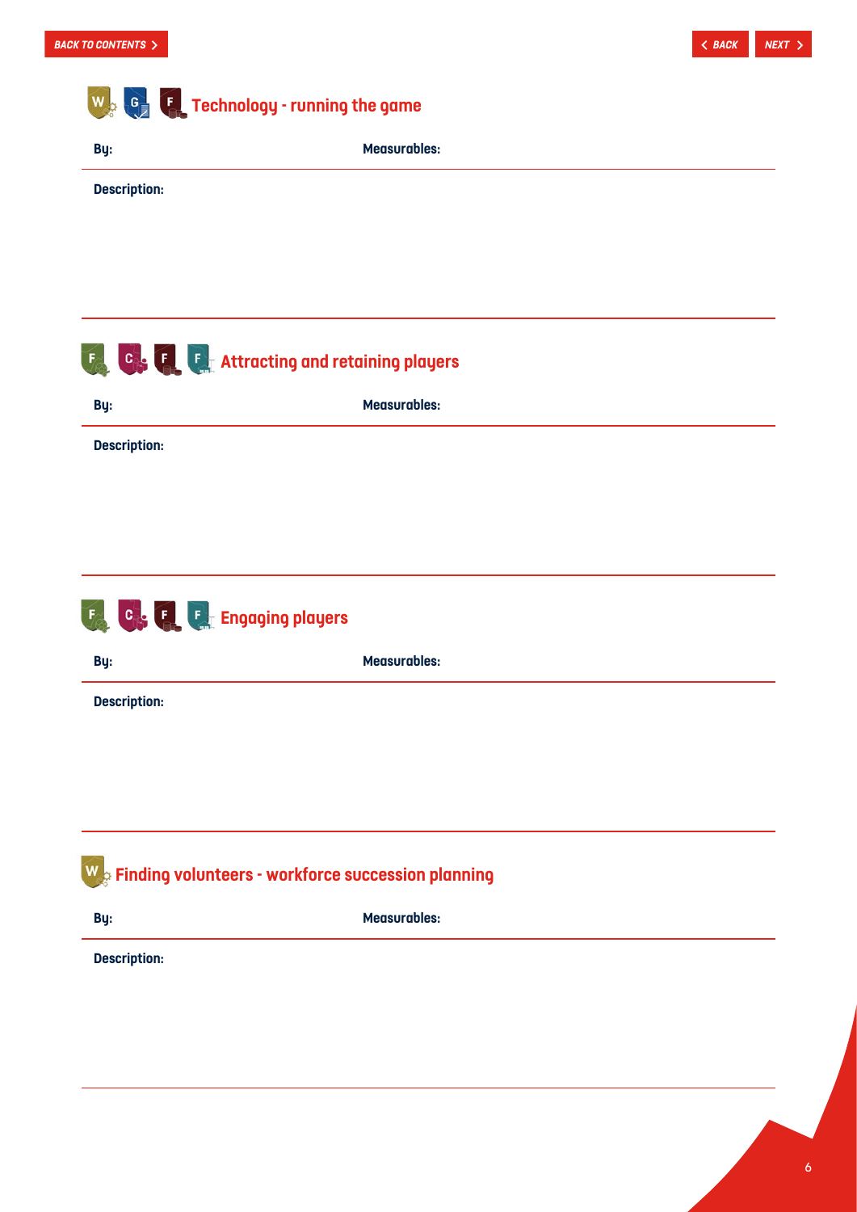## Technology - running the game

**By:**

**Measurables:**

**Description:**

## Attracting and retaining players

**By:**

**Measurables:**

**Description:**

## Engaging players

**By:**

**Measurables:**

**Description:**

## Finding volunteers - workforce succession planning

**By:**

**Measurables:**

**Description:**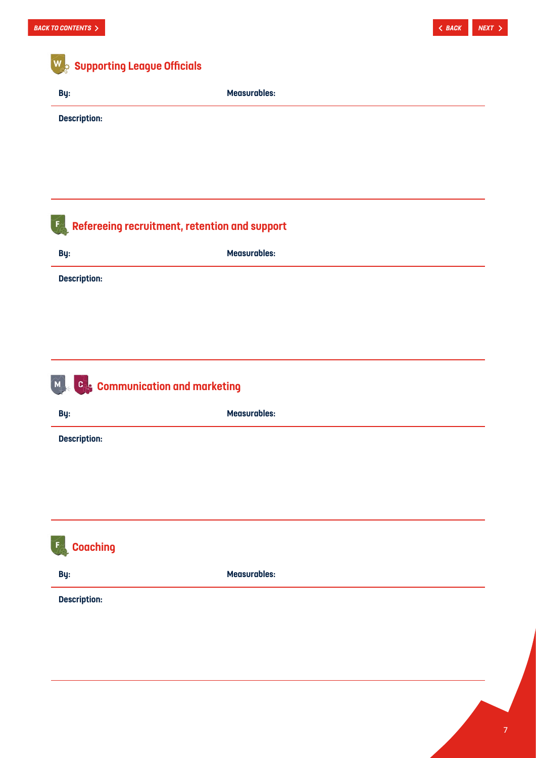## Supporting League Officials

**By:** **Measurables:**

**Description:**

## Refereeing recruitment, retention and support

**By:** **Measurables:**

**Description:**

## Communication and marketing

**By:** **Measurables:**

**Description:**

## Coaching

**By:** **Measurables:**

**Description:**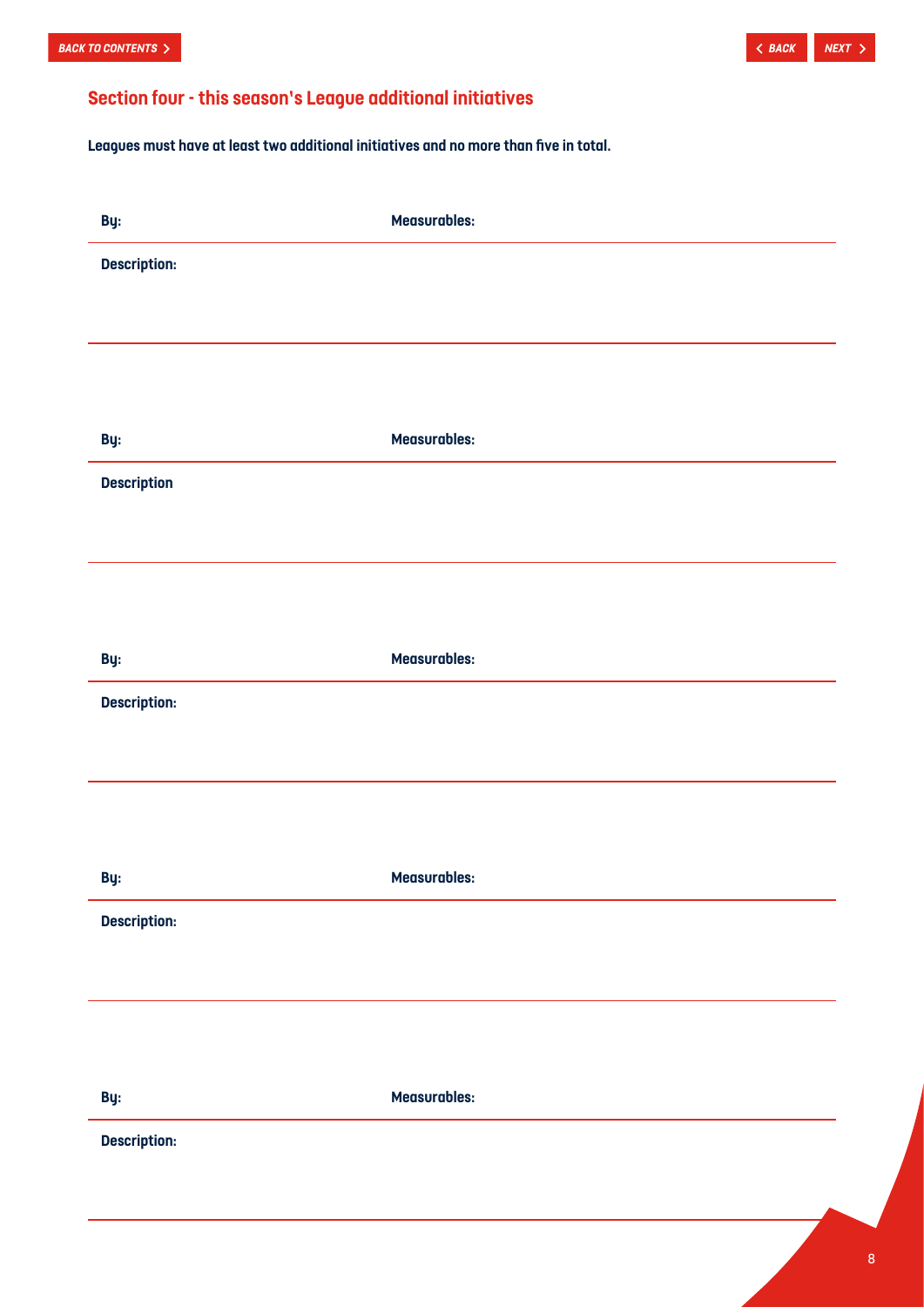## Section four - this season's League additional initiatives

**Leagues must have at least two additional initiatives and no more than five in total.**

**By:** | **Measurables:**

**Description:**

---

**By:** | **Measurables:**

**Description**

---

**By:** | **Measurables:**

**Description:**

---

**By:** | **Measurables:**

**Description:**

---

**By:** | **Measurables:**

**Description:**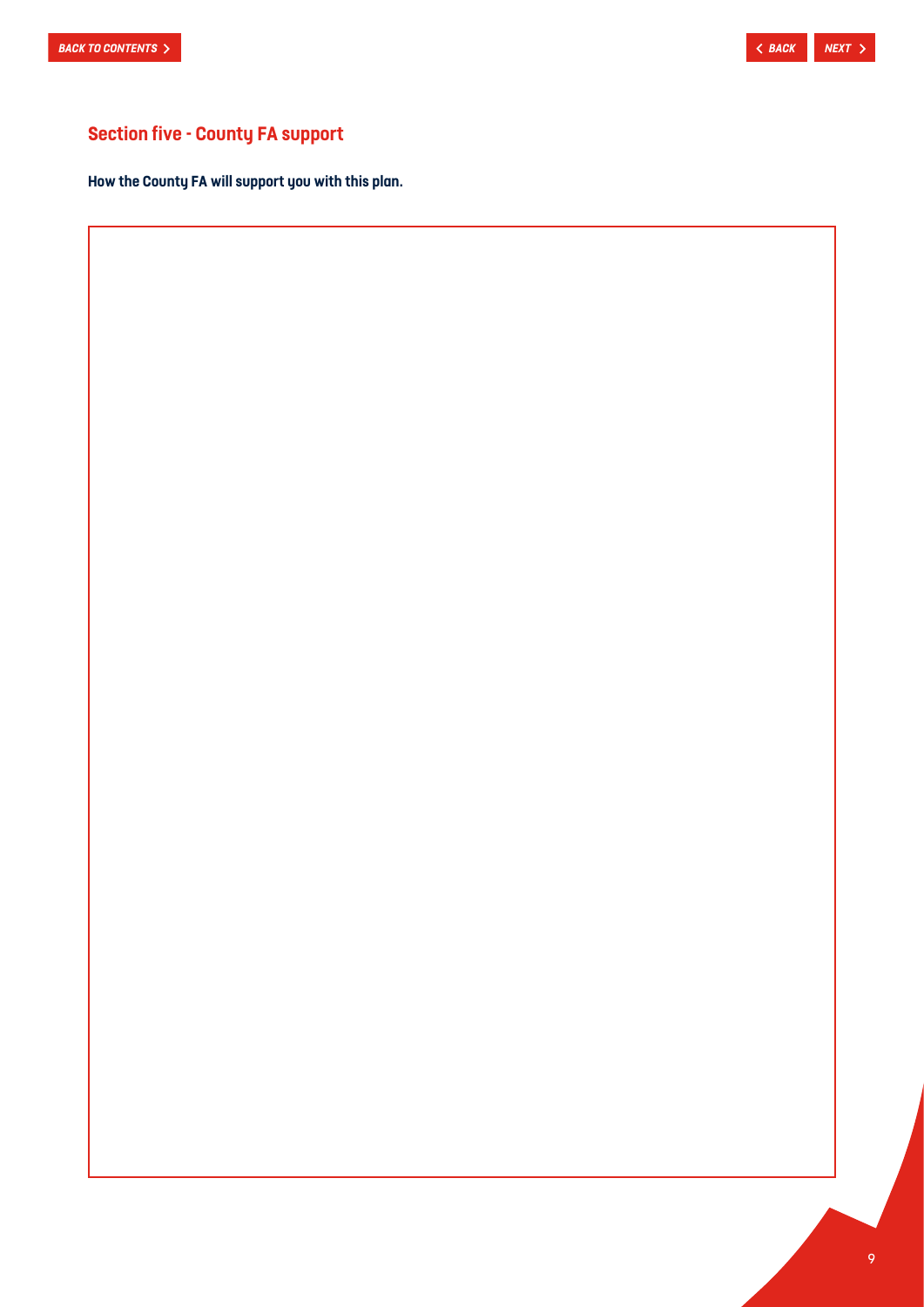## Section five - County FA support

**How the County FA will support you with this plan.**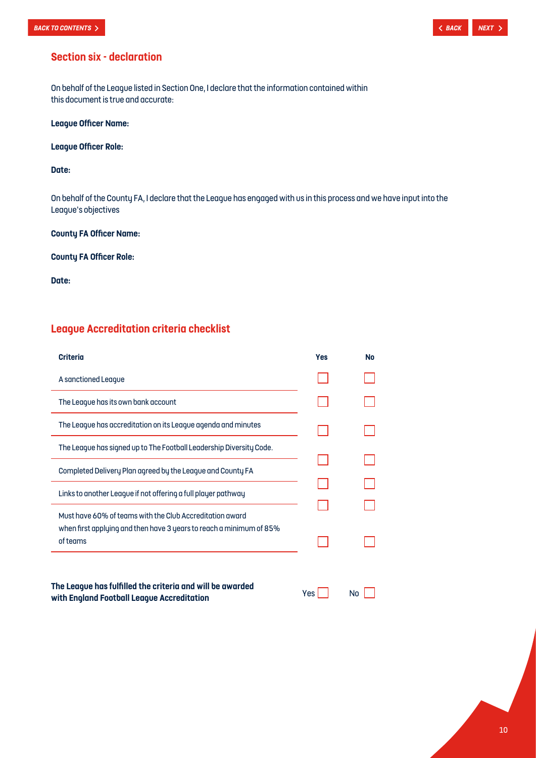## Section six - declaration

On behalf of the League listed in Section One, I declare that the information contained within this document is true and accurate:

**League Officer Name:**

**League Officer Role:**

**Date:**

On behalf of the County FA, I declare that the League has engaged with us in this process and we have input into the League's objectives

**County FA Officer Name:**

**County FA Officer Role:**

**Date:**

## League Accreditation criteria checklist

| Criteria | Yes | No |
|---|---|---|
| A sanctioned League | ☐ | ☐ |
| The League has its own bank account | ☐ | ☐ |
| The League has accreditation on its League agenda and minutes | ☐ | ☐ |
| The League has signed up to The Football Leadership Diversity Code. | ☐ | ☐ |
| Completed Delivery Plan agreed by the League and County FA | ☐ | ☐ |
| Links to another League if not offering a full player pathway | ☐ | ☐ |
| Must have 60% of teams with the Club Accreditation award when first applying and then have 3 years to reach a minimum of 85% of teams | ☐ | ☐ |

**The League has fulfilled the criteria and will be awarded with England Football League Accreditation** Yes ☐ No ☐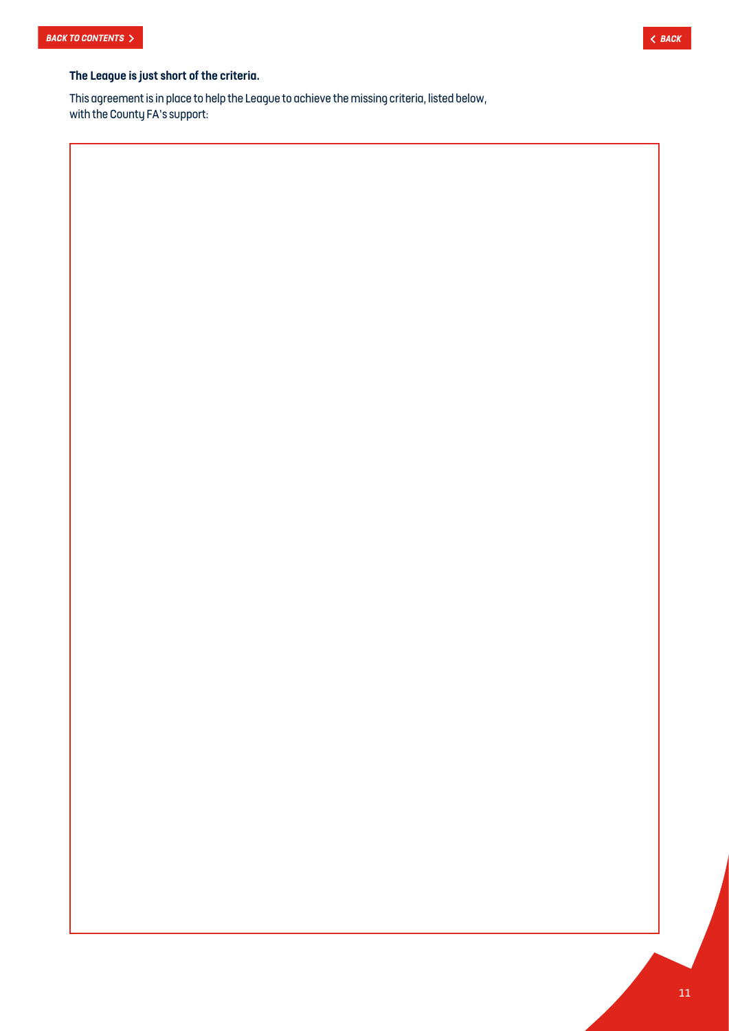**The League is just short of the criteria.**

This agreement is in place to help the League to achieve the missing criteria, listed below, with the County FA's support: